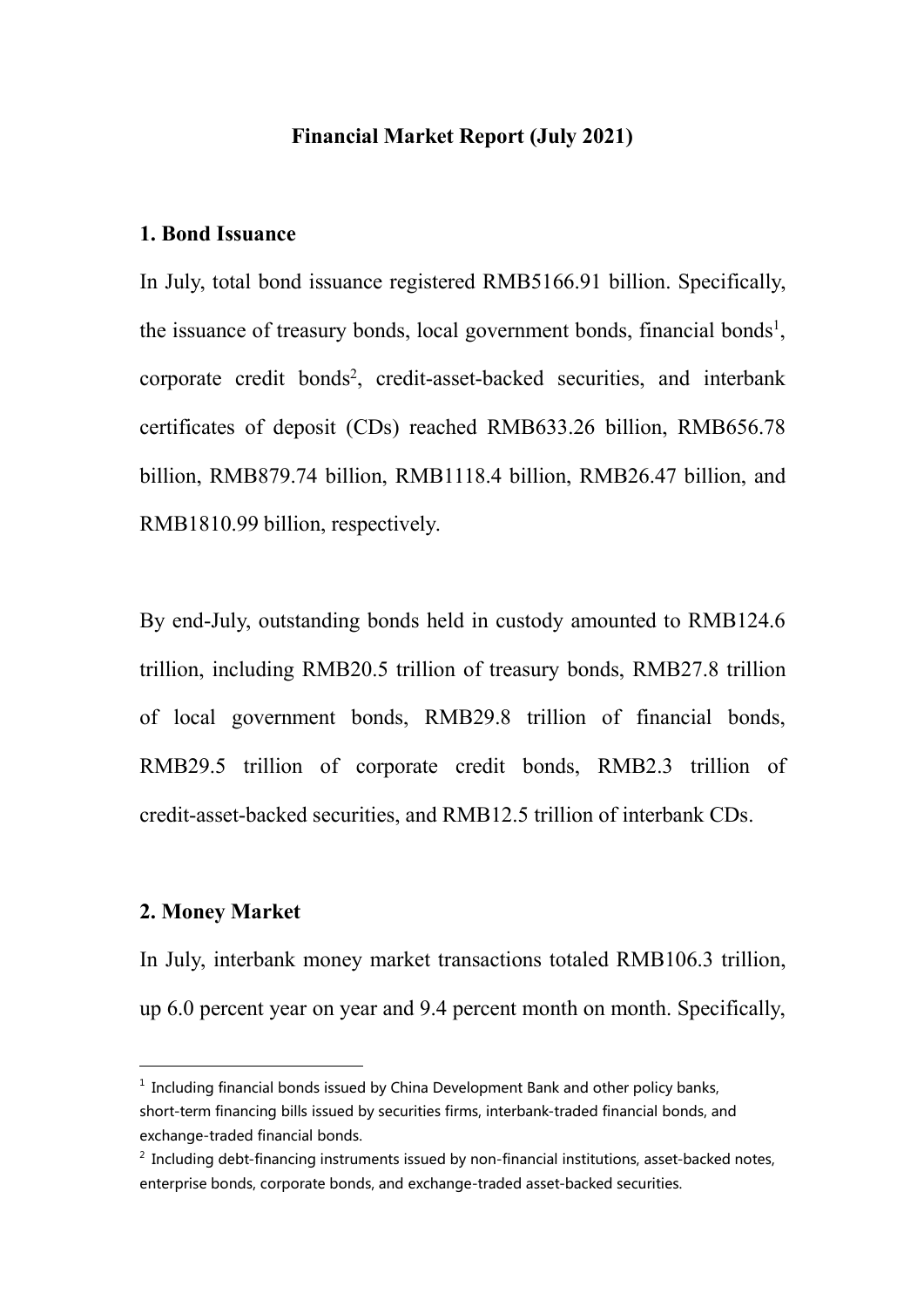# Financial Market Report (July 2021)

## 1. Bond Issuance

In July, total bond issuance registered RMB5166.91 billion. Specifically, the issuance of treasury bonds, local government bonds, financial bonds[1], corporate credit bonds[2], credit-asset-backed securities, and interbank certificates of deposit (CDs) reached RMB633.26 billion, RMB656.78 billion, RMB879.74 billion, RMB1118.4 billion, RMB26.47 billion, and RMB1810.99 billion, respectively.

By end-July, outstanding bonds held in custody amounted to RMB124.6 trillion, including RMB20.5 trillion of treasury bonds, RMB27.8 trillion of local government bonds, RMB29.8 trillion of financial bonds, RMB29.5 trillion of corporate credit bonds, RMB2.3 trillion of credit-asset-backed securities, and RMB12.5 trillion of interbank CDs.

## 2. Money Market

In July, interbank money market transactions totaled RMB106.3 trillion, up 6.0 percent year on year and 9.4 percent month on month. Specifically,

---

[1] Including financial bonds issued by China Development Bank and other policy banks, short-term financing bills issued by securities firms, interbank-traded financial bonds, and exchange-traded financial bonds.

[2] Including debt-financing instruments issued by non-financial institutions, asset-backed notes, enterprise bonds, corporate bonds, and exchange-traded asset-backed securities.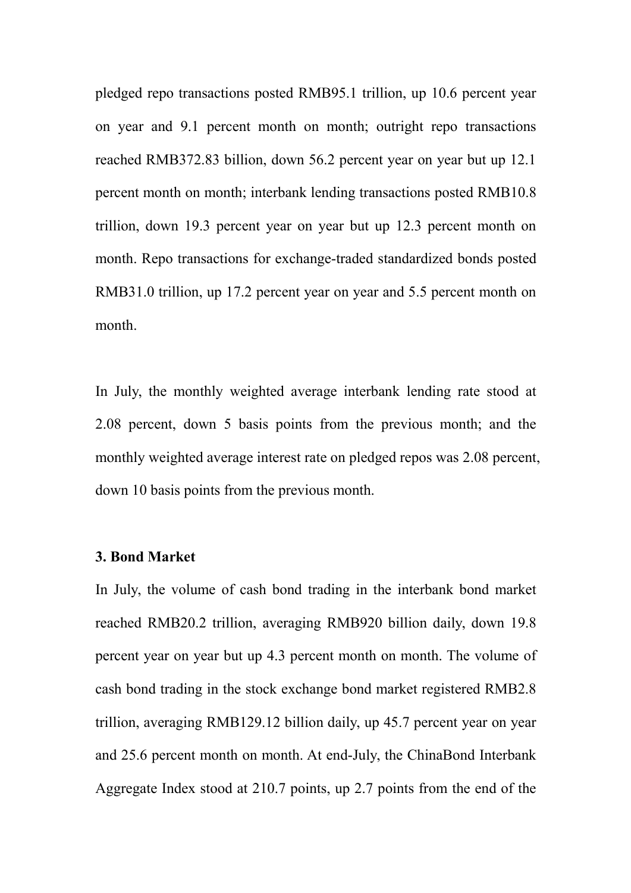pledged repo transactions posted RMB95.1 trillion, up 10.6 percent year on year and 9.1 percent month on month; outright repo transactions reached RMB372.83 billion, down 56.2 percent year on year but up 12.1 percent month on month; interbank lending transactions posted RMB10.8 trillion, down 19.3 percent year on year but up 12.3 percent month on month. Repo transactions for exchange-traded standardized bonds posted RMB31.0 trillion, up 17.2 percent year on year and 5.5 percent month on month.

In July, the monthly weighted average interbank lending rate stood at 2.08 percent, down 5 basis points from the previous month; and the monthly weighted average interest rate on pledged repos was 2.08 percent, down 10 basis points from the previous month.

**3. Bond Market**

In July, the volume of cash bond trading in the interbank bond market reached RMB20.2 trillion, averaging RMB920 billion daily, down 19.8 percent year on year but up 4.3 percent month on month. The volume of cash bond trading in the stock exchange bond market registered RMB2.8 trillion, averaging RMB129.12 billion daily, up 45.7 percent year on year and 25.6 percent month on month. At end-July, the ChinaBond Interbank Aggregate Index stood at 210.7 points, up 2.7 points from the end of the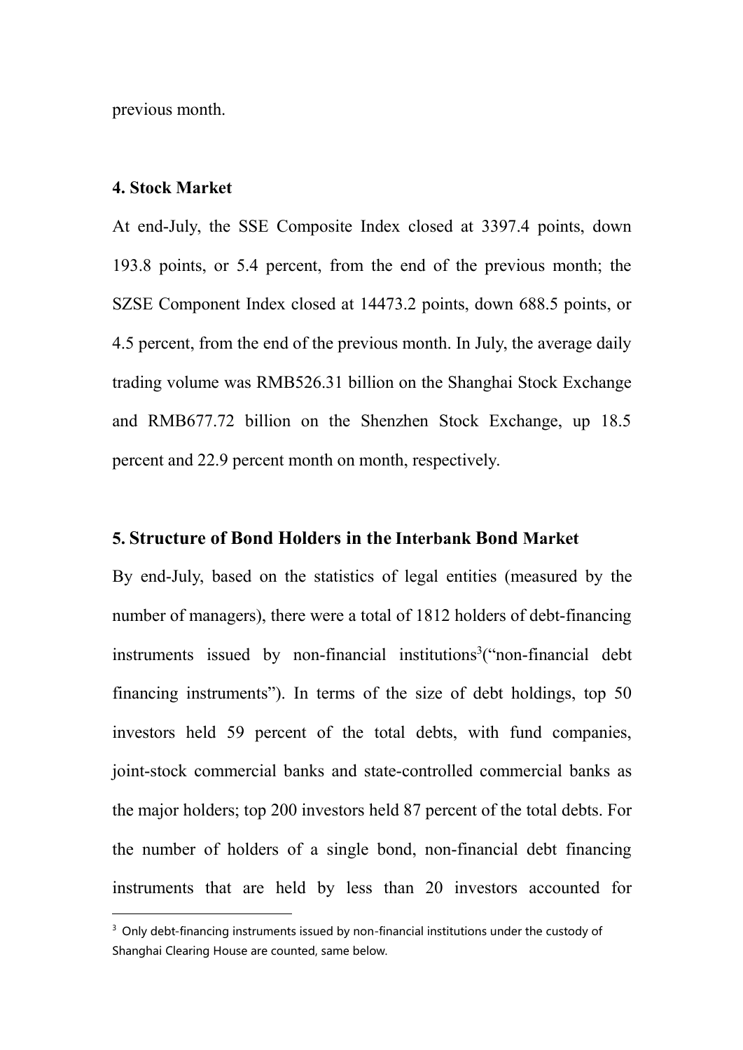previous month.

## 4. Stock Market

At end-July, the SSE Composite Index closed at 3397.4 points, down 193.8 points, or 5.4 percent, from the end of the previous month; the SZSE Component Index closed at 14473.2 points, down 688.5 points, or 4.5 percent, from the end of the previous month. In July, the average daily trading volume was RMB526.31 billion on the Shanghai Stock Exchange and RMB677.72 billion on the Shenzhen Stock Exchange, up 18.5 percent and 22.9 percent month on month, respectively.

## 5. Structure of Bond Holders in the Interbank Bond Market

By end-July, based on the statistics of legal entities (measured by the number of managers), there were a total of 1812 holders of debt-financing instruments issued by non-financial institutions[3]("non-financial debt financing instruments"). In terms of the size of debt holdings, top 50 investors held 59 percent of the total debts, with fund companies, joint-stock commercial banks and state-controlled commercial banks as the major holders; top 200 investors held 87 percent of the total debts. For the number of holders of a single bond, non-financial debt financing instruments that are held by less than 20 investors accounted for

---

[3] Only debt-financing instruments issued by non-financial institutions under the custody of Shanghai Clearing House are counted, same below.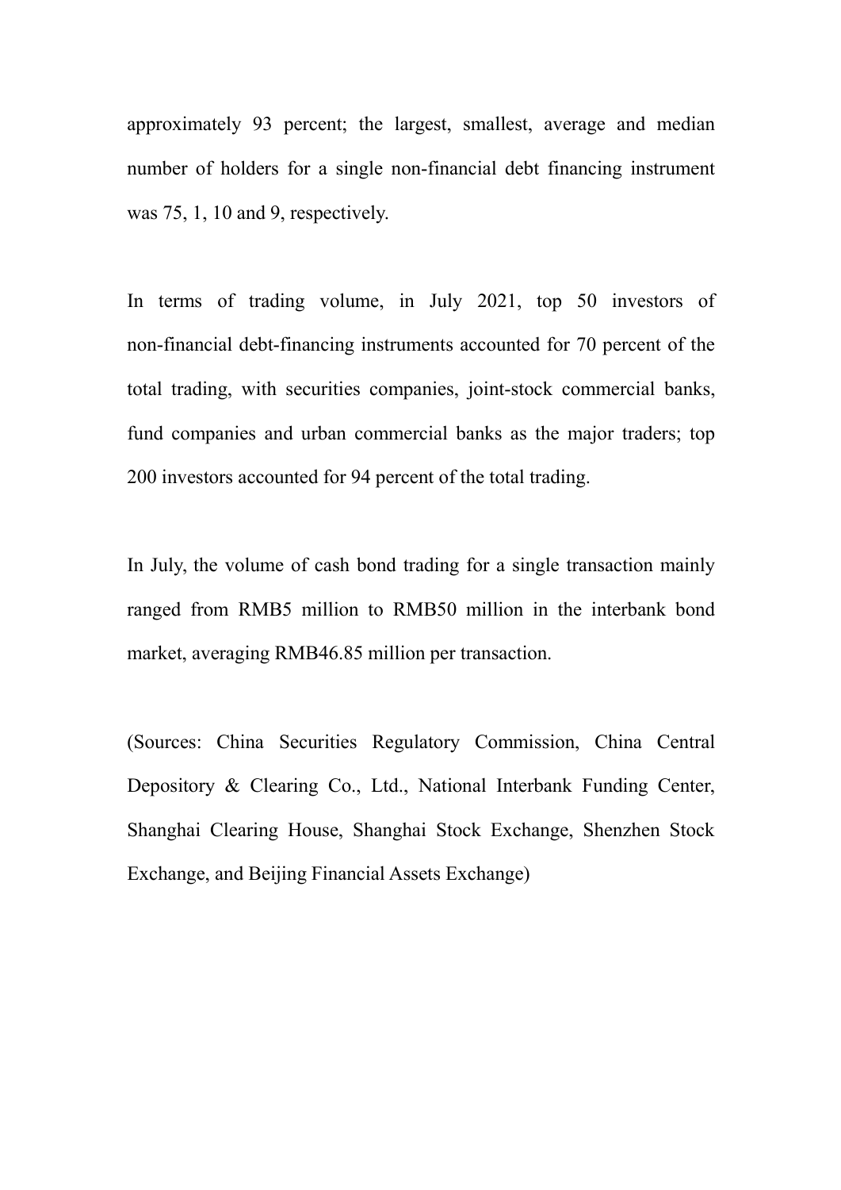approximately 93 percent; the largest, smallest, average and median number of holders for a single non-financial debt financing instrument was 75, 1, 10 and 9, respectively.

In terms of trading volume, in July 2021, top 50 investors of non-financial debt-financing instruments accounted for 70 percent of the total trading, with securities companies, joint-stock commercial banks, fund companies and urban commercial banks as the major traders; top 200 investors accounted for 94 percent of the total trading.

In July, the volume of cash bond trading for a single transaction mainly ranged from RMB5 million to RMB50 million in the interbank bond market, averaging RMB46.85 million per transaction.

(Sources: China Securities Regulatory Commission, China Central Depository & Clearing Co., Ltd., National Interbank Funding Center, Shanghai Clearing House, Shanghai Stock Exchange, Shenzhen Stock Exchange, and Beijing Financial Assets Exchange)